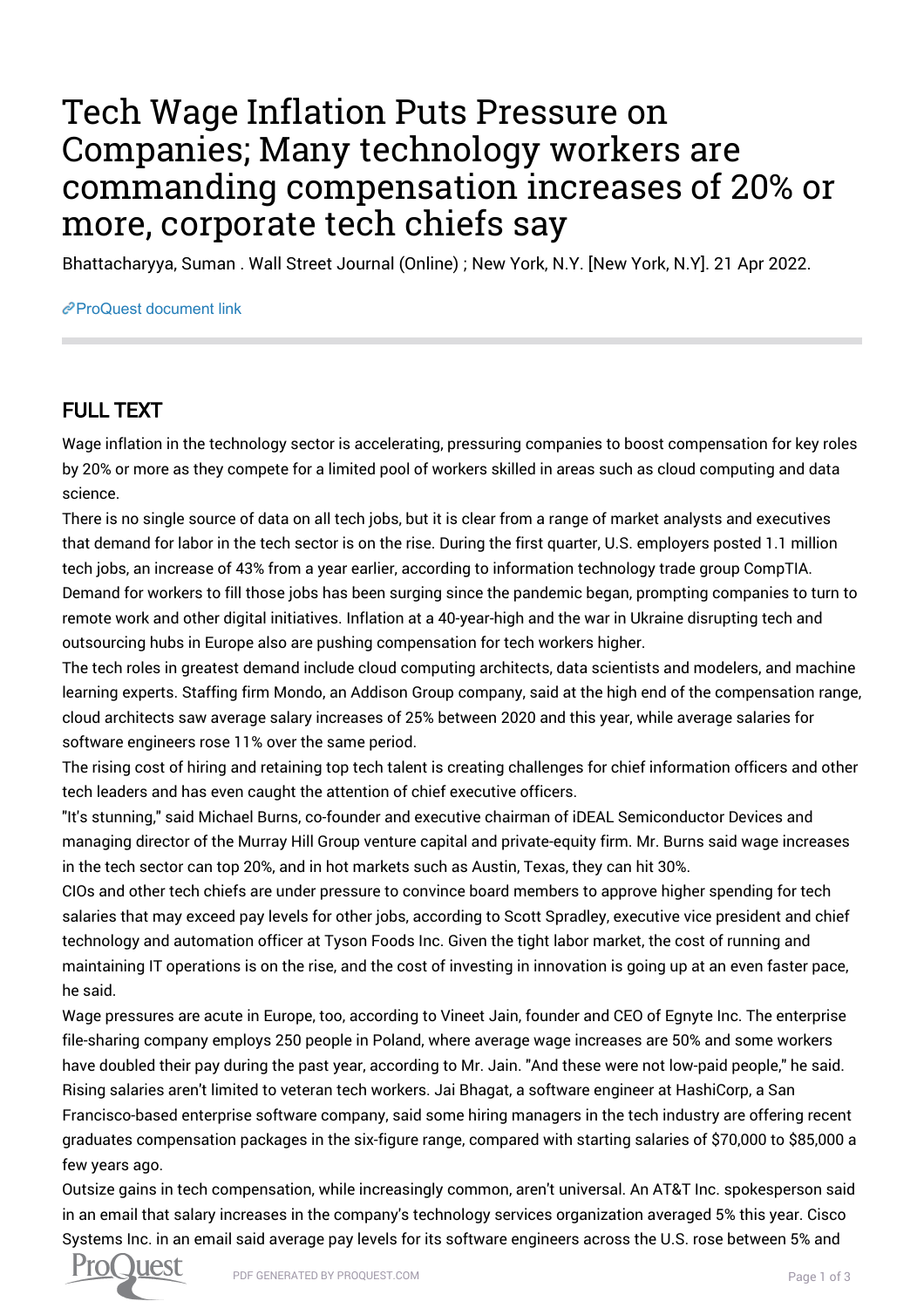# Tech Wage Inflation Puts Pressure on Companies; Many technology workers are commanding compensation increases of 20% or more, corporate tech chiefs say

Bhattacharyya, Suman . Wall Street Journal (Online) ; New York, N.Y. [New York, N.Y]. 21 Apr 2022.

ProQuest document link

## FULL TEXT

Wage inflation in the technology sector is accelerating, pressuring companies to boost compensation for key roles by 20% or more as they compete for a limited pool of workers skilled in areas such as cloud computing and data science.

There is no single source of data on all tech jobs, but it is clear from a range of market analysts and executives that demand for labor in the tech sector is on the rise. During the first quarter, U.S. employers posted 1.1 million tech jobs, an increase of 43% from a year earlier, according to information technology trade group CompTIA.

Demand for workers to fill those jobs has been surging since the pandemic began, prompting companies to turn to remote work and other digital initiatives. Inflation at a 40-year-high and the war in Ukraine disrupting tech and outsourcing hubs in Europe also are pushing compensation for tech workers higher.

The tech roles in greatest demand include cloud computing architects, data scientists and modelers, and machine learning experts. Staffing firm Mondo, an Addison Group company, said at the high end of the compensation range, cloud architects saw average salary increases of 25% between 2020 and this year, while average salaries for software engineers rose 11% over the same period.

The rising cost of hiring and retaining top tech talent is creating challenges for chief information officers and other tech leaders and has even caught the attention of chief executive officers.

"It's stunning," said Michael Burns, co-founder and executive chairman of iDEAL Semiconductor Devices and managing director of the Murray Hill Group venture capital and private-equity firm. Mr. Burns said wage increases in the tech sector can top 20%, and in hot markets such as Austin, Texas, they can hit 30%.

CIOs and other tech chiefs are under pressure to convince board members to approve higher spending for tech salaries that may exceed pay levels for other jobs, according to Scott Spradley, executive vice president and chief technology and automation officer at Tyson Foods Inc. Given the tight labor market, the cost of running and maintaining IT operations is on the rise, and the cost of investing in innovation is going up at an even faster pace, he said.

Wage pressures are acute in Europe, too, according to Vineet Jain, founder and CEO of Egnyte Inc. The enterprise file-sharing company employs 250 people in Poland, where average wage increases are 50% and some workers have doubled their pay during the past year, according to Mr. Jain. "And these were not low-paid people," he said.

Rising salaries aren't limited to veteran tech workers. Jai Bhagat, a software engineer at HashiCorp, a San Francisco-based enterprise software company, said some hiring managers in the tech industry are offering recent graduates compensation packages in the six-figure range, compared with starting salaries of $70,000 to $85,000 a few years ago.

Outsize gains in tech compensation, while increasingly common, aren't universal. An AT&T Inc. spokesperson said in an email that salary increases in the company's technology services organization averaged 5% this year. Cisco Systems Inc. in an email said average pay levels for its software engineers across the U.S. rose between 5% and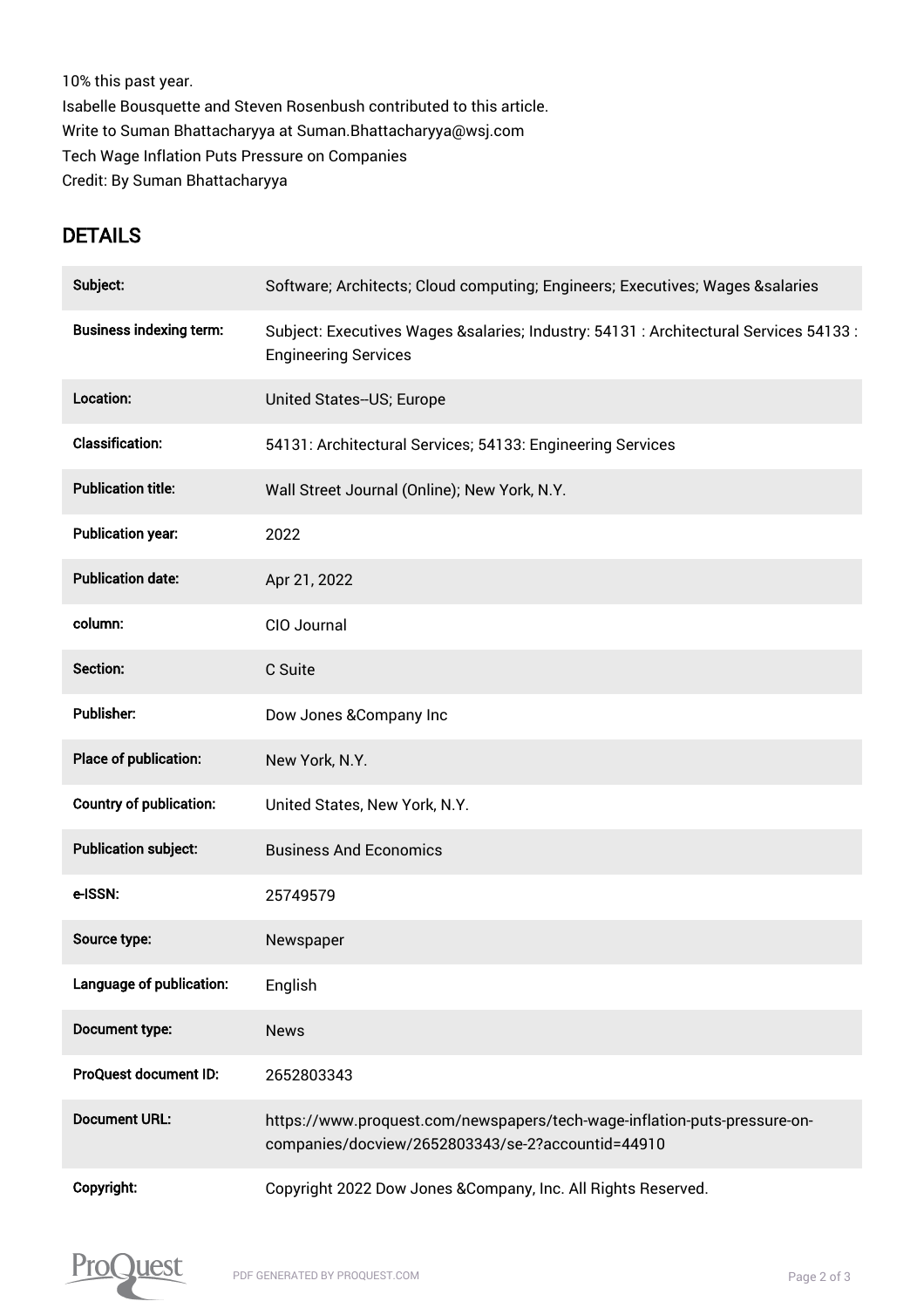10% this past year.

Isabelle Bousquette and Steven Rosenbush contributed to this article.

Write to Suman Bhattacharyya at Suman.Bhattacharyya@wsj.com

Tech Wage Inflation Puts Pressure on Companies

Credit: By Suman Bhattacharyya

## DETAILS

| | |
|---|---|
| **Subject:** | Software; Architects; Cloud computing; Engineers; Executives; Wages &salaries |
| **Business indexing term:** | Subject: Executives Wages &salaries; Industry: 54131 : Architectural Services 54133 : Engineering Services |
| **Location:** | United States--US; Europe |
| **Classification:** | 54131: Architectural Services; 54133: Engineering Services |
| **Publication title:** | Wall Street Journal (Online); New York, N.Y. |
| **Publication year:** | 2022 |
| **Publication date:** | Apr 21, 2022 |
| **column:** | CIO Journal |
| **Section:** | C Suite |
| **Publisher:** | Dow Jones &Company Inc |
| **Place of publication:** | New York, N.Y. |
| **Country of publication:** | United States, New York, N.Y. |
| **Publication subject:** | Business And Economics |
| **e-ISSN:** | 25749579 |
| **Source type:** | Newspaper |
| **Language of publication:** | English |
| **Document type:** | News |
| **ProQuest document ID:** | 2652803343 |
| **Document URL:** | https://www.proquest.com/newspapers/tech-wage-inflation-puts-pressure-on-companies/docview/2652803343/se-2?accountid=44910 |
| **Copyright:** | Copyright 2022 Dow Jones &Company, Inc. All Rights Reserved. |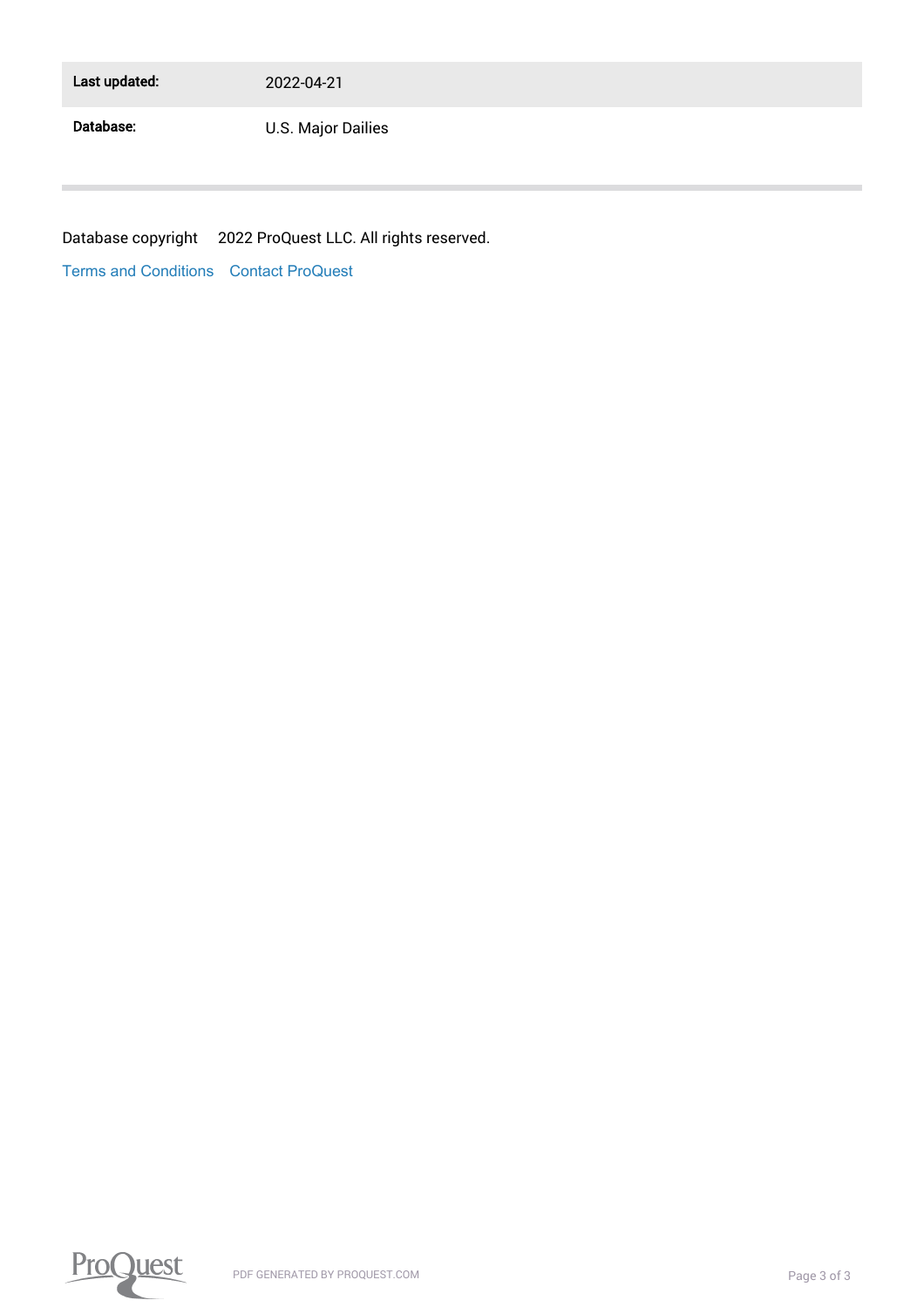| | |
|---|---|
| **Last updated:** | 2022-04-21 |
| **Database:** | U.S. Major Dailies |

Database copyright 2022 ProQuest LLC. All rights reserved.

Terms and Conditions Contact ProQuest